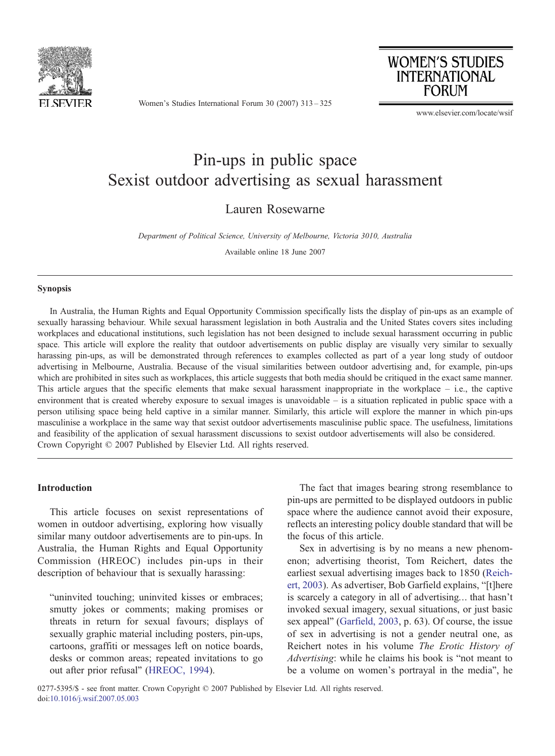# Pin-ups in public space
# Sexist outdoor advertising as sexual harassment

Lauren Rosewarne

*Department of Political Science, University of Melbourne, Victoria 3010, Australia*

Available online 18 June 2007

### Synopsis

In Australia, the Human Rights and Equal Opportunity Commission specifically lists the display of pin-ups as an example of sexually harassing behaviour. While sexual harassment legislation in both Australia and the United States covers sites including workplaces and educational institutions, such legislation has not been designed to include sexual harassment occurring in public space. This article will explore the reality that outdoor advertisements on public display are visually very similar to sexually harassing pin-ups, as will be demonstrated through references to examples collected as part of a year long study of outdoor advertising in Melbourne, Australia. Because of the visual similarities between outdoor advertising and, for example, pin-ups which are prohibited in sites such as workplaces, this article suggests that both media should be critiqued in the exact same manner. This article argues that the specific elements that make sexual harassment inappropriate in the workplace – i.e., the captive environment that is created whereby exposure to sexual images is unavoidable – is a situation replicated in public space with a person utilising space being held captive in a similar manner. Similarly, this article will explore the manner in which pin-ups masculinise a workplace in the same way that sexist outdoor advertisements masculinise public space. The usefulness, limitations and feasibility of the application of sexual harassment discussions to sexist outdoor advertisements will also be considered.
Crown Copyright © 2007 Published by Elsevier Ltd. All rights reserved.

### Introduction

This article focuses on sexist representations of women in outdoor advertising, exploring how visually similar many outdoor advertisements are to pin-ups. In Australia, the Human Rights and Equal Opportunity Commission (HREOC) includes pin-ups in their description of behaviour that is sexually harassing:

> "uninvited touching; uninvited kisses or embraces; smutty jokes or comments; making promises or threats in return for sexual favours; displays of sexually graphic material including posters, pin-ups, cartoons, graffiti or messages left on notice boards, desks or common areas; repeated invitations to go out after prior refusal" (HREOC, 1994).

The fact that images bearing strong resemblance to pin-ups are permitted to be displayed outdoors in public space where the audience cannot avoid their exposure, reflects an interesting policy double standard that will be the focus of this article.

Sex in advertising is by no means a new phenomenon; advertising theorist, Tom Reichert, dates the earliest sexual advertising images back to 1850 (Reichert, 2003). As advertiser, Bob Garfield explains, "[t]here is scarcely a category in all of advertising... that hasn't invoked sexual imagery, sexual situations, or just basic sex appeal" (Garfield, 2003, p. 63). Of course, the issue of sex in advertising is not a gender neutral one, as Reichert notes in his volume *The Erotic History of Advertising*: while he claims his book is "not meant to be a volume on women's portrayal in the media", he

0277-5395/$ - see front matter. Crown Copyright © 2007 Published by Elsevier Ltd. All rights reserved.
doi:10.1016/j.wsif.2007.05.003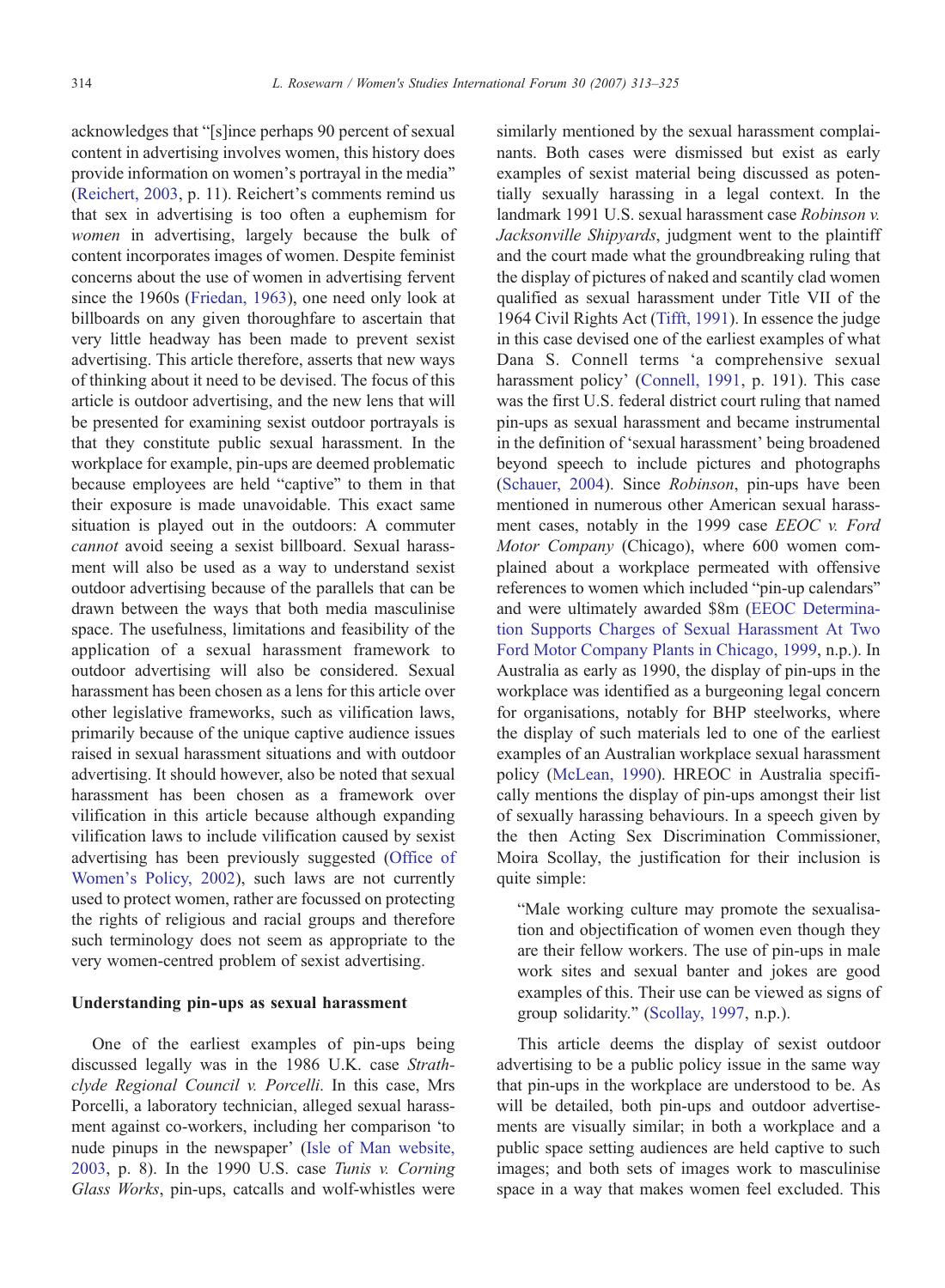acknowledges that "[s]ince perhaps 90 percent of sexual content in advertising involves women, this history does provide information on women's portrayal in the media" (Reichert, 2003, p. 11). Reichert's comments remind us that sex in advertising is too often a euphemism for *women* in advertising, largely because the bulk of content incorporates images of women. Despite feminist concerns about the use of women in advertising fervent since the 1960s (Friedan, 1963), one need only look at billboards on any given thoroughfare to ascertain that very little headway has been made to prevent sexist advertising. This article therefore, asserts that new ways of thinking about it need to be devised. The focus of this article is outdoor advertising, and the new lens that will be presented for examining sexist outdoor portrayals is that they constitute public sexual harassment. In the workplace for example, pin-ups are deemed problematic because employees are held "captive" to them in that their exposure is made unavoidable. This exact same situation is played out in the outdoors: A commuter *cannot* avoid seeing a sexist billboard. Sexual harassment will also be used as a way to understand sexist outdoor advertising because of the parallels that can be drawn between the ways that both media masculinise space. The usefulness, limitations and feasibility of the application of a sexual harassment framework to outdoor advertising will also be considered. Sexual harassment has been chosen as a lens for this article over other legislative frameworks, such as vilification laws, primarily because of the unique captive audience issues raised in sexual harassment situations and with outdoor advertising. It should however, also be noted that sexual harassment has been chosen as a framework over vilification in this article because although expanding vilification laws to include vilification caused by sexist advertising has been previously suggested (Office of Women's Policy, 2002), such laws are not currently used to protect women, rather are focussed on protecting the rights of religious and racial groups and therefore such terminology does not seem as appropriate to the very women-centred problem of sexist advertising.

## Understanding pin-ups as sexual harassment

One of the earliest examples of pin-ups being discussed legally was in the 1986 U.K. case *Strathclyde Regional Council v. Porcelli*. In this case, Mrs Porcelli, a laboratory technician, alleged sexual harassment against co-workers, including her comparison 'to nude pinups in the newspaper' (Isle of Man website, 2003, p. 8). In the 1990 U.S. case *Tunis v. Corning Glass Works*, pin-ups, catcalls and wolf-whistles were similarly mentioned by the sexual harassment complainants. Both cases were dismissed but exist as early examples of sexist material being discussed as potentially sexually harassing in a legal context. In the landmark 1991 U.S. sexual harassment case *Robinson v. Jacksonville Shipyards*, judgment went to the plaintiff and the court made what the groundbreaking ruling that the display of pictures of naked and scantily clad women qualified as sexual harassment under Title VII of the 1964 Civil Rights Act (Tifft, 1991). In essence the judge in this case devised one of the earliest examples of what Dana S. Connell terms 'a comprehensive sexual harassment policy' (Connell, 1991, p. 191). This case was the first U.S. federal district court ruling that named pin-ups as sexual harassment and became instrumental in the definition of 'sexual harassment' being broadened beyond speech to include pictures and photographs (Schauer, 2004). Since *Robinson*, pin-ups have been mentioned in numerous other American sexual harassment cases, notably in the 1999 case *EEOC v. Ford Motor Company* (Chicago), where 600 women complained about a workplace permeated with offensive references to women which included "pin-up calendars" and were ultimately awarded $8m (EEOC Determination Supports Charges of Sexual Harassment At Two Ford Motor Company Plants in Chicago, 1999, n.p.). In Australia as early as 1990, the display of pin-ups in the workplace was identified as a burgeoning legal concern for organisations, notably for BHP steelworks, where the display of such materials led to one of the earliest examples of an Australian workplace sexual harassment policy (McLean, 1990). HREOC in Australia specifically mentions the display of pin-ups amongst their list of sexually harassing behaviours. In a speech given by the then Acting Sex Discrimination Commissioner, Moira Scollay, the justification for their inclusion is quite simple:

> "Male working culture may promote the sexualisation and objectification of women even though they are their fellow workers. The use of pin-ups in male work sites and sexual banter and jokes are good examples of this. Their use can be viewed as signs of group solidarity." (Scollay, 1997, n.p.).

This article deems the display of sexist outdoor advertising to be a public policy issue in the same way that pin-ups in the workplace are understood to be. As will be detailed, both pin-ups and outdoor advertisements are visually similar; in both a workplace and a public space setting audiences are held captive to such images; and both sets of images work to masculinise space in a way that makes women feel excluded. This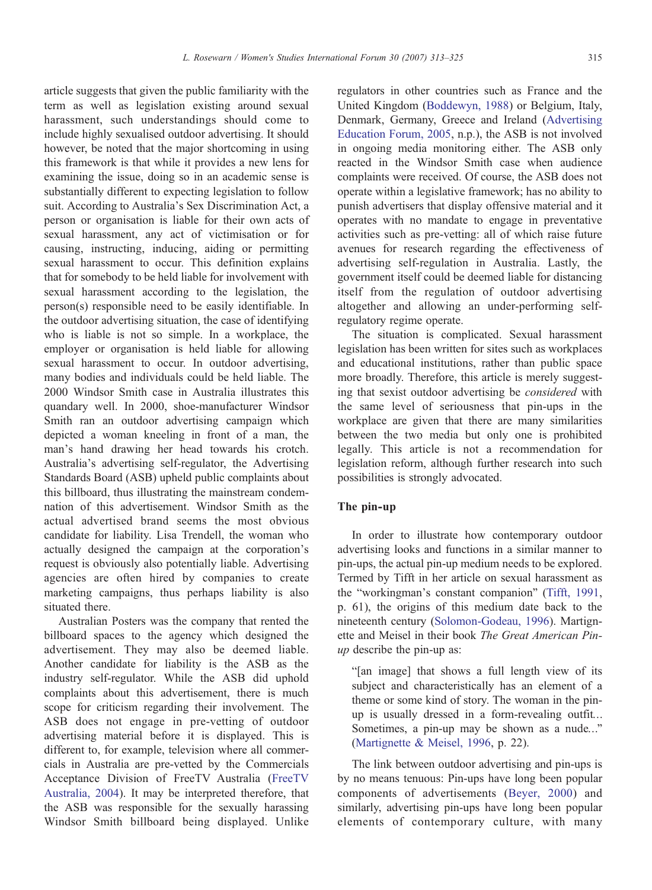article suggests that given the public familiarity with the term as well as legislation existing around sexual harassment, such understandings should come to include highly sexualised outdoor advertising. It should however, be noted that the major shortcoming in using this framework is that while it provides a new lens for examining the issue, doing so in an academic sense is substantially different to expecting legislation to follow suit. According to Australia's Sex Discrimination Act, a person or organisation is liable for their own acts of sexual harassment, any act of victimisation or for causing, instructing, inducing, aiding or permitting sexual harassment to occur. This definition explains that for somebody to be held liable for involvement with sexual harassment according to the legislation, the person(s) responsible need to be easily identifiable. In the outdoor advertising situation, the case of identifying who is liable is not so simple. In a workplace, the employer or organisation is held liable for allowing sexual harassment to occur. In outdoor advertising, many bodies and individuals could be held liable. The 2000 Windsor Smith case in Australia illustrates this quandary well. In 2000, shoe-manufacturer Windsor Smith ran an outdoor advertising campaign which depicted a woman kneeling in front of a man, the man's hand drawing her head towards his crotch. Australia's advertising self-regulator, the Advertising Standards Board (ASB) upheld public complaints about this billboard, thus illustrating the mainstream condemnation of this advertisement. Windsor Smith as the actual advertised brand seems the most obvious candidate for liability. Lisa Trendell, the woman who actually designed the campaign at the corporation's request is obviously also potentially liable. Advertising agencies are often hired by companies to create marketing campaigns, thus perhaps liability is also situated there.

Australian Posters was the company that rented the billboard spaces to the agency which designed the advertisement. They may also be deemed liable. Another candidate for liability is the ASB as the industry self-regulator. While the ASB did uphold complaints about this advertisement, there is much scope for criticism regarding their involvement. The ASB does not engage in pre-vetting of outdoor advertising material before it is displayed. This is different to, for example, television where all commercials in Australia are pre-vetted by the Commercials Acceptance Division of FreeTV Australia (FreeTV Australia, 2004). It may be interpreted therefore, that the ASB was responsible for the sexually harassing Windsor Smith billboard being displayed. Unlike regulators in other countries such as France and the United Kingdom (Boddewyn, 1988) or Belgium, Italy, Denmark, Germany, Greece and Ireland (Advertising Education Forum, 2005, n.p.), the ASB is not involved in ongoing media monitoring either. The ASB only reacted in the Windsor Smith case when audience complaints were received. Of course, the ASB does not operate within a legislative framework; has no ability to punish advertisers that display offensive material and it operates with no mandate to engage in preventative activities such as pre-vetting: all of which raise future avenues for research regarding the effectiveness of advertising self-regulation in Australia. Lastly, the government itself could be deemed liable for distancing itself from the regulation of outdoor advertising altogether and allowing an under-performing self-regulatory regime operate.

The situation is complicated. Sexual harassment legislation has been written for sites such as workplaces and educational institutions, rather than public space more broadly. Therefore, this article is merely suggesting that sexist outdoor advertising be *considered* with the same level of seriousness that pin-ups in the workplace are given that there are many similarities between the two media but only one is prohibited legally. This article is not a recommendation for legislation reform, although further research into such possibilities is strongly advocated.

## The pin-up

In order to illustrate how contemporary outdoor advertising looks and functions in a similar manner to pin-ups, the actual pin-up medium needs to be explored. Termed by Tifft in her article on sexual harassment as the "workingman's constant companion" (Tifft, 1991, p. 61), the origins of this medium date back to the nineteenth century (Solomon-Godeau, 1996). Martignette and Meisel in their book *The Great American Pin-up* describe the pin-up as:

> "[an image] that shows a full length view of its subject and characteristically has an element of a theme or some kind of story. The woman in the pin-up is usually dressed in a form-revealing outfit... Sometimes, a pin-up may be shown as a nude..." (Martignette & Meisel, 1996, p. 22).

The link between outdoor advertising and pin-ups is by no means tenuous: Pin-ups have long been popular components of advertisements (Beyer, 2000) and similarly, advertising pin-ups have long been popular elements of contemporary culture, with many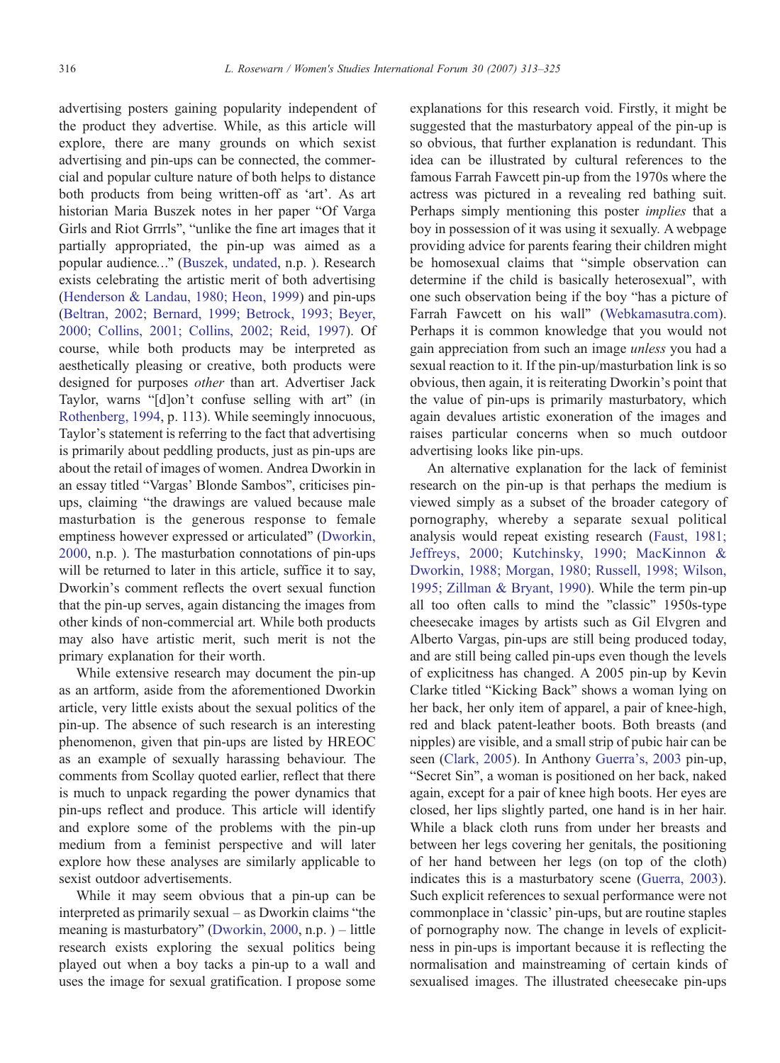advertising posters gaining popularity independent of the product they advertise. While, as this article will explore, there are many grounds on which sexist advertising and pin-ups can be connected, the commercial and popular culture nature of both helps to distance both products from being written-off as 'art'. As art historian Maria Buszek notes in her paper "Of Varga Girls and Riot Grrrls", "unlike the fine art images that it partially appropriated, the pin-up was aimed as a popular audience..." (Buszek, undated, n.p. ). Research exists celebrating the artistic merit of both advertising (Henderson & Landau, 1980; Heon, 1999) and pin-ups (Beltran, 2002; Bernard, 1999; Betrock, 1993; Beyer, 2000; Collins, 2001; Collins, 2002; Reid, 1997). Of course, while both products may be interpreted as aesthetically pleasing or creative, both products were designed for purposes *other* than art. Advertiser Jack Taylor, warns "[d]on't confuse selling with art" (in Rothenberg, 1994, p. 113). While seemingly innocuous, Taylor's statement is referring to the fact that advertising is primarily about peddling products, just as pin-ups are about the retail of images of women. Andrea Dworkin in an essay titled "Vargas' Blonde Sambos", criticises pin-ups, claiming "the drawings are valued because male masturbation is the generous response to female emptiness however expressed or articulated" (Dworkin, 2000, n.p. ). The masturbation connotations of pin-ups will be returned to later in this article, suffice it to say, Dworkin's comment reflects the overt sexual function that the pin-up serves, again distancing the images from other kinds of non-commercial art. While both products may also have artistic merit, such merit is not the primary explanation for their worth.

While extensive research may document the pin-up as an artform, aside from the aforementioned Dworkin article, very little exists about the sexual politics of the pin-up. The absence of such research is an interesting phenomenon, given that pin-ups are listed by HREOC as an example of sexually harassing behaviour. The comments from Scollay quoted earlier, reflect that there is much to unpack regarding the power dynamics that pin-ups reflect and produce. This article will identify and explore some of the problems with the pin-up medium from a feminist perspective and will later explore how these analyses are similarly applicable to sexist outdoor advertisements.

While it may seem obvious that a pin-up can be interpreted as primarily sexual – as Dworkin claims "the meaning is masturbatory" (Dworkin, 2000, n.p. ) – little research exists exploring the sexual politics being played out when a boy tacks a pin-up to a wall and uses the image for sexual gratification. I propose some explanations for this research void. Firstly, it might be suggested that the masturbatory appeal of the pin-up is so obvious, that further explanation is redundant. This idea can be illustrated by cultural references to the famous Farrah Fawcett pin-up from the 1970s where the actress was pictured in a revealing red bathing suit. Perhaps simply mentioning this poster *implies* that a boy in possession of it was using it sexually. A webpage providing advice for parents fearing their children might be homosexual claims that "simple observation can determine if the child is basically heterosexual", with one such observation being if the boy "has a picture of Farrah Fawcett on his wall" (Webkamasutra.com). Perhaps it is common knowledge that you would not gain appreciation from such an image *unless* you had a sexual reaction to it. If the pin-up/masturbation link is so obvious, then again, it is reiterating Dworkin's point that the value of pin-ups is primarily masturbatory, which again devalues artistic exoneration of the images and raises particular concerns when so much outdoor advertising looks like pin-ups.

An alternative explanation for the lack of feminist research on the pin-up is that perhaps the medium is viewed simply as a subset of the broader category of pornography, whereby a separate sexual political analysis would repeat existing research (Faust, 1981; Jeffreys, 2000; Kutchinsky, 1990; MacKinnon & Dworkin, 1988; Morgan, 1980; Russell, 1998; Wilson, 1995; Zillman & Bryant, 1990). While the term pin-up all too often calls to mind the "classic" 1950s-type cheesecake images by artists such as Gil Elvgren and Alberto Vargas, pin-ups are still being produced today, and are still being called pin-ups even though the levels of explicitness has changed. A 2005 pin-up by Kevin Clarke titled "Kicking Back" shows a woman lying on her back, her only item of apparel, a pair of knee-high, red and black patent-leather boots. Both breasts (and nipples) are visible, and a small strip of pubic hair can be seen (Clark, 2005). In Anthony Guerra's, 2003 pin-up, "Secret Sin", a woman is positioned on her back, naked again, except for a pair of knee high boots. Her eyes are closed, her lips slightly parted, one hand is in her hair. While a black cloth runs from under her breasts and between her legs covering her genitals, the positioning of her hand between her legs (on top of the cloth) indicates this is a masturbatory scene (Guerra, 2003). Such explicit references to sexual performance were not commonplace in 'classic' pin-ups, but are routine staples of pornography now. The change in levels of explicitness in pin-ups is important because it is reflecting the normalisation and mainstreaming of certain kinds of sexualised images. The illustrated cheesecake pin-ups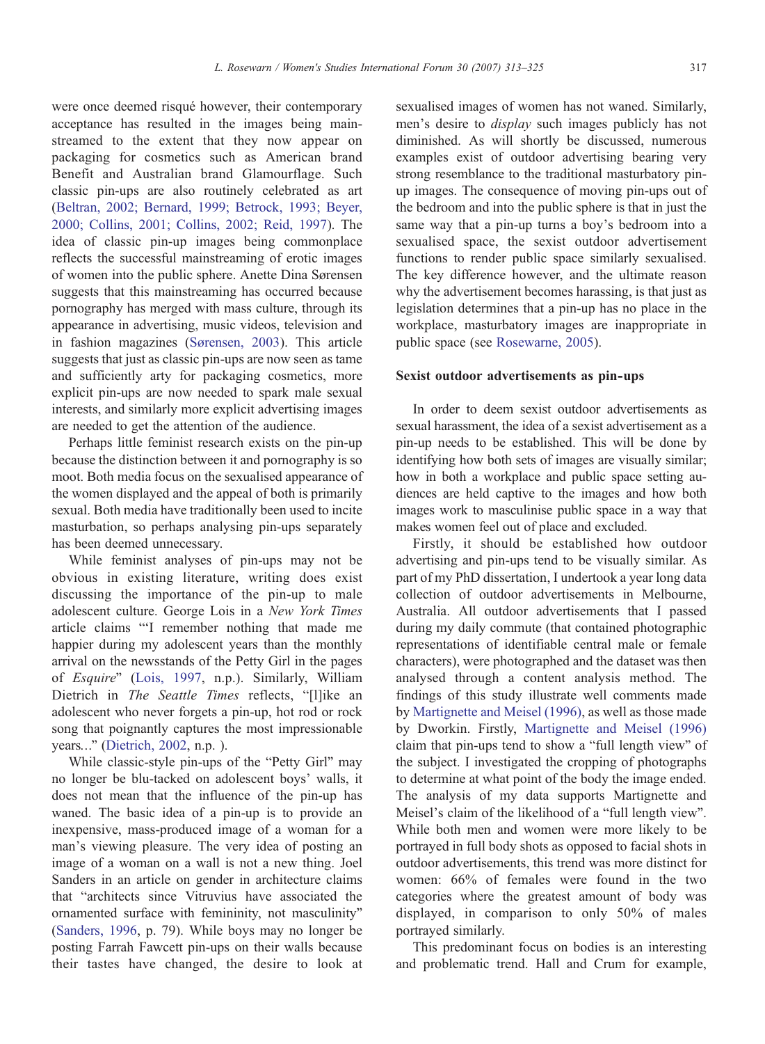were once deemed risqué however, their contemporary acceptance has resulted in the images being mainstreamed to the extent that they now appear on packaging for cosmetics such as American brand Benefit and Australian brand Glamourflage. Such classic pin-ups are also routinely celebrated as art (Beltran, 2002; Bernard, 1999; Betrock, 1993; Beyer, 2000; Collins, 2001; Collins, 2002; Reid, 1997). The idea of classic pin-up images being commonplace reflects the successful mainstreaming of erotic images of women into the public sphere. Anette Dina Sørensen suggests that this mainstreaming has occurred because pornography has merged with mass culture, through its appearance in advertising, music videos, television and in fashion magazines (Sørensen, 2003). This article suggests that just as classic pin-ups are now seen as tame and sufficiently arty for packaging cosmetics, more explicit pin-ups are now needed to spark male sexual interests, and similarly more explicit advertising images are needed to get the attention of the audience.

Perhaps little feminist research exists on the pin-up because the distinction between it and pornography is so moot. Both media focus on the sexualised appearance of the women displayed and the appeal of both is primarily sexual. Both media have traditionally been used to incite masturbation, so perhaps analysing pin-ups separately has been deemed unnecessary.

While feminist analyses of pin-ups may not be obvious in existing literature, writing does exist discussing the importance of the pin-up to male adolescent culture. George Lois in a *New York Times* article claims "'I remember nothing that made me happier during my adolescent years than the monthly arrival on the newsstands of the Petty Girl in the pages of *Esquire*" (Lois, 1997, n.p.). Similarly, William Dietrich in *The Seattle Times* reflects, "[l]ike an adolescent who never forgets a pin-up, hot rod or rock song that poignantly captures the most impressionable years..." (Dietrich, 2002, n.p. ).

While classic-style pin-ups of the "Petty Girl" may no longer be blu-tacked on adolescent boys' walls, it does not mean that the influence of the pin-up has waned. The basic idea of a pin-up is to provide an inexpensive, mass-produced image of a woman for a man's viewing pleasure. The very idea of posting an image of a woman on a wall is not a new thing. Joel Sanders in an article on gender in architecture claims that "architects since Vitruvius have associated the ornamented surface with femininity, not masculinity" (Sanders, 1996, p. 79). While boys may no longer be posting Farrah Fawcett pin-ups on their walls because their tastes have changed, the desire to look at sexualised images of women has not waned. Similarly, men's desire to *display* such images publicly has not diminished. As will shortly be discussed, numerous examples exist of outdoor advertising bearing very strong resemblance to the traditional masturbatory pin-up images. The consequence of moving pin-ups out of the bedroom and into the public sphere is that in just the same way that a pin-up turns a boy's bedroom into a sexualised space, the sexist outdoor advertisement functions to render public space similarly sexualised. The key difference however, and the ultimate reason why the advertisement becomes harassing, is that just as legislation determines that a pin-up has no place in the workplace, masturbatory images are inappropriate in public space (see Rosewarne, 2005).

## Sexist outdoor advertisements as pin-ups

In order to deem sexist outdoor advertisements as sexual harassment, the idea of a sexist advertisement as a pin-up needs to be established. This will be done by identifying how both sets of images are visually similar; how in both a workplace and public space setting audiences are held captive to the images and how both images work to masculinise public space in a way that makes women feel out of place and excluded.

Firstly, it should be established how outdoor advertising and pin-ups tend to be visually similar. As part of my PhD dissertation, I undertook a year long data collection of outdoor advertisements in Melbourne, Australia. All outdoor advertisements that I passed during my daily commute (that contained photographic representations of identifiable central male or female characters), were photographed and the dataset was then analysed through a content analysis method. The findings of this study illustrate well comments made by Martignette and Meisel (1996), as well as those made by Dworkin. Firstly, Martignette and Meisel (1996) claim that pin-ups tend to show a "full length view" of the subject. I investigated the cropping of photographs to determine at what point of the body the image ended. The analysis of my data supports Martignette and Meisel's claim of the likelihood of a "full length view". While both men and women were more likely to be portrayed in full body shots as opposed to facial shots in outdoor advertisements, this trend was more distinct for women: 66% of females were found in the two categories where the greatest amount of body was displayed, in comparison to only 50% of males portrayed similarly.

This predominant focus on bodies is an interesting and problematic trend. Hall and Crum for example,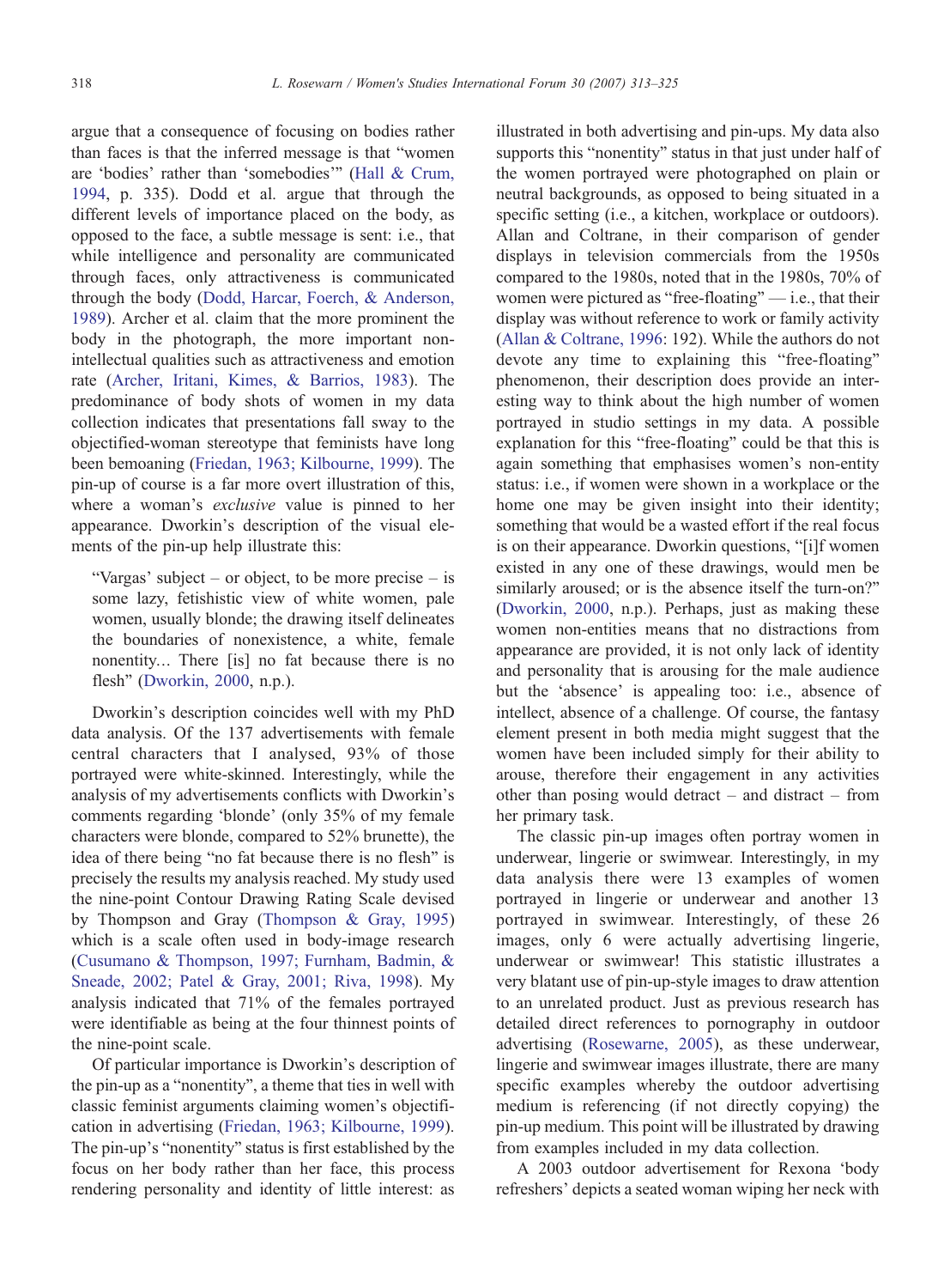argue that a consequence of focusing on bodies rather than faces is that the inferred message is that "women are 'bodies' rather than 'somebodies'" (Hall & Crum, 1994, p. 335). Dodd et al. argue that through the different levels of importance placed on the body, as opposed to the face, a subtle message is sent: i.e., that while intelligence and personality are communicated through faces, only attractiveness is communicated through the body (Dodd, Harcar, Foerch, & Anderson, 1989). Archer et al. claim that the more prominent the body in the photograph, the more important non-intellectual qualities such as attractiveness and emotion rate (Archer, Iritani, Kimes, & Barrios, 1983). The predominance of body shots of women in my data collection indicates that presentations fall sway to the objectified-woman stereotype that feminists have long been bemoaning (Friedan, 1963; Kilbourne, 1999). The pin-up of course is a far more overt illustration of this, where a woman's *exclusive* value is pinned to her appearance. Dworkin's description of the visual elements of the pin-up help illustrate this:

> "Vargas' subject – or object, to be more precise – is some lazy, fetishistic view of white women, pale women, usually blonde; the drawing itself delineates the boundaries of nonexistence, a white, female nonentity… There [is] no fat because there is no flesh" (Dworkin, 2000, n.p.).

Dworkin's description coincides well with my PhD data analysis. Of the 137 advertisements with female central characters that I analysed, 93% of those portrayed were white-skinned. Interestingly, while the analysis of my advertisements conflicts with Dworkin's comments regarding 'blonde' (only 35% of my female characters were blonde, compared to 52% brunette), the idea of there being "no fat because there is no flesh" is precisely the results my analysis reached. My study used the nine-point Contour Drawing Rating Scale devised by Thompson and Gray (Thompson & Gray, 1995) which is a scale often used in body-image research (Cusumano & Thompson, 1997; Furnham, Badmin, & Sneade, 2002; Patel & Gray, 2001; Riva, 1998). My analysis indicated that 71% of the females portrayed were identifiable as being at the four thinnest points of the nine-point scale.

Of particular importance is Dworkin's description of the pin-up as a "nonentity", a theme that ties in well with classic feminist arguments claiming women's objectification in advertising (Friedan, 1963; Kilbourne, 1999). The pin-up's "nonentity" status is first established by the focus on her body rather than her face, this process rendering personality and identity of little interest: as illustrated in both advertising and pin-ups. My data also supports this "nonentity" status in that just under half of the women portrayed were photographed on plain or neutral backgrounds, as opposed to being situated in a specific setting (i.e., a kitchen, workplace or outdoors). Allan and Coltrane, in their comparison of gender displays in television commercials from the 1950s compared to the 1980s, noted that in the 1980s, 70% of women were pictured as "free-floating" — i.e., that their display was without reference to work or family activity (Allan & Coltrane, 1996: 192). While the authors do not devote any time to explaining this "free-floating" phenomenon, their description does provide an interesting way to think about the high number of women portrayed in studio settings in my data. A possible explanation for this "free-floating" could be that this is again something that emphasises women's non-entity status: i.e., if women were shown in a workplace or the home one may be given insight into their identity; something that would be a wasted effort if the real focus is on their appearance. Dworkin questions, "[i]f women existed in any one of these drawings, would men be similarly aroused; or is the absence itself the turn-on?" (Dworkin, 2000, n.p.). Perhaps, just as making these women non-entities means that no distractions from appearance are provided, it is not only lack of identity and personality that is arousing for the male audience but the 'absence' is appealing too: i.e., absence of intellect, absence of a challenge. Of course, the fantasy element present in both media might suggest that the women have been included simply for their ability to arouse, therefore their engagement in any activities other than posing would detract – and distract – from her primary task.

The classic pin-up images often portray women in underwear, lingerie or swimwear. Interestingly, in my data analysis there were 13 examples of women portrayed in lingerie or underwear and another 13 portrayed in swimwear. Interestingly, of these 26 images, only 6 were actually advertising lingerie, underwear or swimwear! This statistic illustrates a very blatant use of pin-up-style images to draw attention to an unrelated product. Just as previous research has detailed direct references to pornography in outdoor advertising (Rosewarne, 2005), as these underwear, lingerie and swimwear images illustrate, there are many specific examples whereby the outdoor advertising medium is referencing (if not directly copying) the pin-up medium. This point will be illustrated by drawing from examples included in my data collection.

A 2003 outdoor advertisement for Rexona 'body refreshers' depicts a seated woman wiping her neck with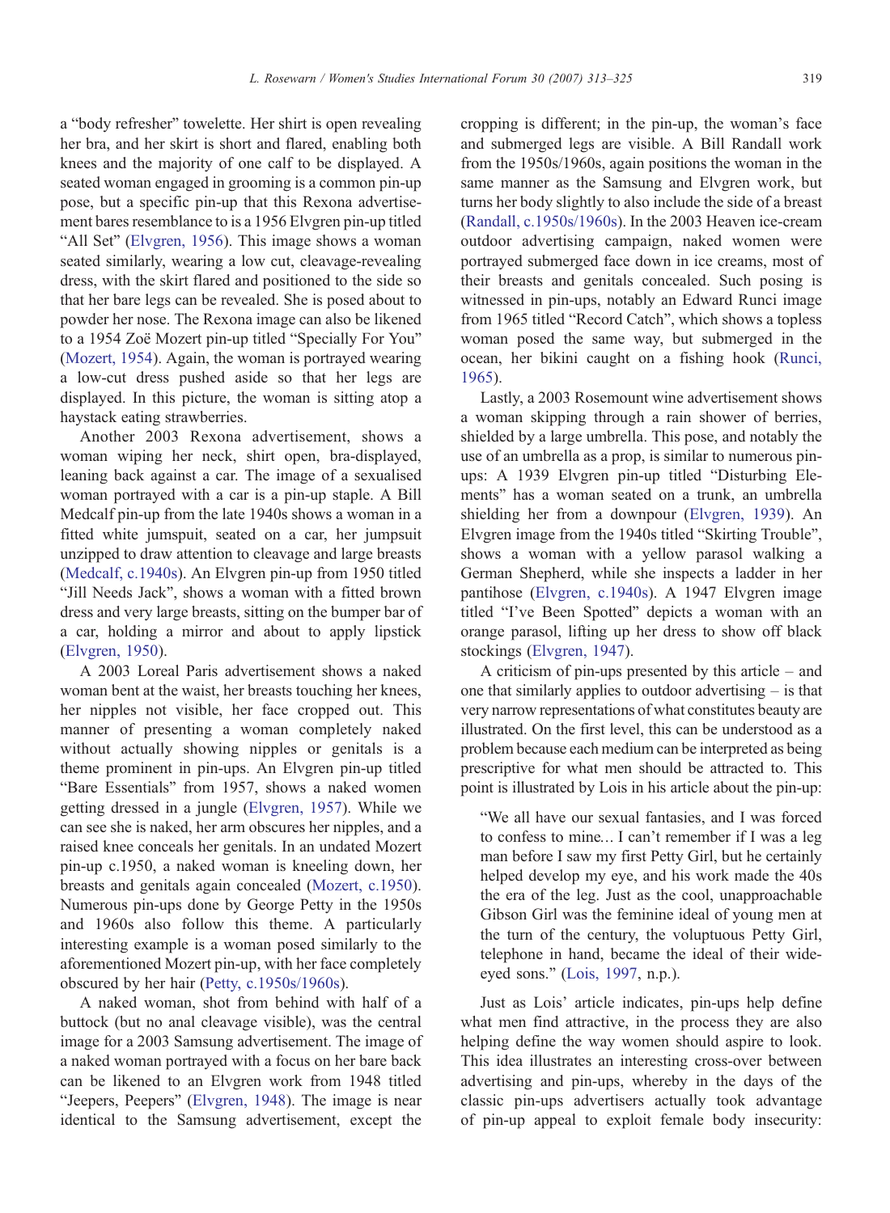a "body refresher" towelette. Her shirt is open revealing her bra, and her skirt is short and flared, enabling both knees and the majority of one calf to be displayed. A seated woman engaged in grooming is a common pin-up pose, but a specific pin-up that this Rexona advertisement bares resemblance to is a 1956 Elvgren pin-up titled "All Set" (Elvgren, 1956). This image shows a woman seated similarly, wearing a low cut, cleavage-revealing dress, with the skirt flared and positioned to the side so that her bare legs can be revealed. She is posed about to powder her nose. The Rexona image can also be likened to a 1954 Zoë Mozert pin-up titled "Specially For You" (Mozert, 1954). Again, the woman is portrayed wearing a low-cut dress pushed aside so that her legs are displayed. In this picture, the woman is sitting atop a haystack eating strawberries.

Another 2003 Rexona advertisement, shows a woman wiping her neck, shirt open, bra-displayed, leaning back against a car. The image of a sexualised woman portrayed with a car is a pin-up staple. A Bill Medcalf pin-up from the late 1940s shows a woman in a fitted white jumpsuit, seated on a car, her jumpsuit unzipped to draw attention to cleavage and large breasts (Medcalf, c.1940s). An Elvgren pin-up from 1950 titled "Jill Needs Jack", shows a woman with a fitted brown dress and very large breasts, sitting on the bumper bar of a car, holding a mirror and about to apply lipstick (Elvgren, 1950).

A 2003 Loreal Paris advertisement shows a naked woman bent at the waist, her breasts touching her knees, her nipples not visible, her face cropped out. This manner of presenting a woman completely naked without actually showing nipples or genitals is a theme prominent in pin-ups. An Elvgren pin-up titled "Bare Essentials" from 1957, shows a naked women getting dressed in a jungle (Elvgren, 1957). While we can see she is naked, her arm obscures her nipples, and a raised knee conceals her genitals. In an undated Mozert pin-up c.1950, a naked woman is kneeling down, her breasts and genitals again concealed (Mozert, c.1950). Numerous pin-ups done by George Petty in the 1950s and 1960s also follow this theme. A particularly interesting example is a woman posed similarly to the aforementioned Mozert pin-up, with her face completely obscured by her hair (Petty, c.1950s/1960s).

A naked woman, shot from behind with half of a buttock (but no anal cleavage visible), was the central image for a 2003 Samsung advertisement. The image of a naked woman portrayed with a focus on her bare back can be likened to an Elvgren work from 1948 titled "Jeepers, Peepers" (Elvgren, 1948). The image is near identical to the Samsung advertisement, except the cropping is different; in the pin-up, the woman's face and submerged legs are visible. A Bill Randall work from the 1950s/1960s, again positions the woman in the same manner as the Samsung and Elvgren work, but turns her body slightly to also include the side of a breast (Randall, c.1950s/1960s). In the 2003 Heaven ice-cream outdoor advertising campaign, naked women were portrayed submerged face down in ice creams, most of their breasts and genitals concealed. Such posing is witnessed in pin-ups, notably an Edward Runci image from 1965 titled "Record Catch", which shows a topless woman posed the same way, but submerged in the ocean, her bikini caught on a fishing hook (Runci, 1965).

Lastly, a 2003 Rosemount wine advertisement shows a woman skipping through a rain shower of berries, shielded by a large umbrella. This pose, and notably the use of an umbrella as a prop, is similar to numerous pin-ups: A 1939 Elvgren pin-up titled "Disturbing Elements" has a woman seated on a trunk, an umbrella shielding her from a downpour (Elvgren, 1939). An Elvgren image from the 1940s titled "Skirting Trouble", shows a woman with a yellow parasol walking a German Shepherd, while she inspects a ladder in her pantihose (Elvgren, c.1940s). A 1947 Elvgren image titled "I've Been Spotted" depicts a woman with an orange parasol, lifting up her dress to show off black stockings (Elvgren, 1947).

A criticism of pin-ups presented by this article – and one that similarly applies to outdoor advertising – is that very narrow representations of what constitutes beauty are illustrated. On the first level, this can be understood as a problem because each medium can be interpreted as being prescriptive for what men should be attracted to. This point is illustrated by Lois in his article about the pin-up:

> "We all have our sexual fantasies, and I was forced to confess to mine… I can't remember if I was a leg man before I saw my first Petty Girl, but he certainly helped develop my eye, and his work made the 40s the era of the leg. Just as the cool, unapproachable Gibson Girl was the feminine ideal of young men at the turn of the century, the voluptuous Petty Girl, telephone in hand, became the ideal of their wide-eyed sons." (Lois, 1997, n.p.).

Just as Lois' article indicates, pin-ups help define what men find attractive, in the process they are also helping define the way women should aspire to look. This idea illustrates an interesting cross-over between advertising and pin-ups, whereby in the days of the classic pin-ups advertisers actually took advantage of pin-up appeal to exploit female body insecurity: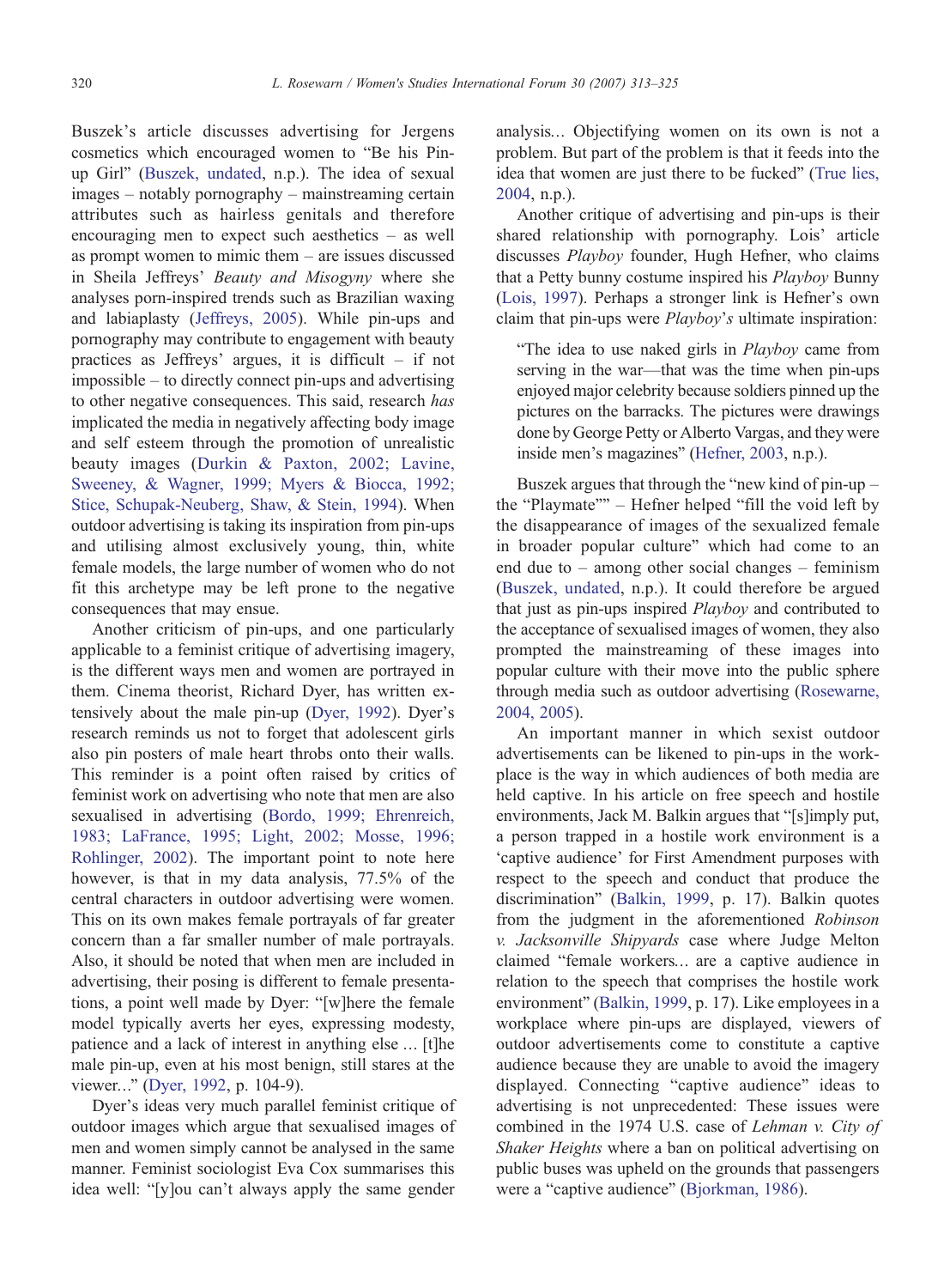Buszek's article discusses advertising for Jergens cosmetics which encouraged women to "Be his Pin-up Girl" (Buszek, undated, n.p.). The idea of sexual images – notably pornography – mainstreaming certain attributes such as hairless genitals and therefore encouraging men to expect such aesthetics – as well as prompt women to mimic them – are issues discussed in Sheila Jeffreys' *Beauty and Misogyny* where she analyses porn-inspired trends such as Brazilian waxing and labiaplasty (Jeffreys, 2005). While pin-ups and pornography may contribute to engagement with beauty practices as Jeffreys' argues, it is difficult – if not impossible – to directly connect pin-ups and advertising to other negative consequences. This said, research *has* implicated the media in negatively affecting body image and self esteem through the promotion of unrealistic beauty images (Durkin & Paxton, 2002; Lavine, Sweeney, & Wagner, 1999; Myers & Biocca, 1992; Stice, Schupak-Neuberg, Shaw, & Stein, 1994). When outdoor advertising is taking its inspiration from pin-ups and utilising almost exclusively young, thin, white female models, the large number of women who do not fit this archetype may be left prone to the negative consequences that may ensue.

Another criticism of pin-ups, and one particularly applicable to a feminist critique of advertising imagery, is the different ways men and women are portrayed in them. Cinema theorist, Richard Dyer, has written extensively about the male pin-up (Dyer, 1992). Dyer's research reminds us not to forget that adolescent girls also pin posters of male heart throbs onto their walls. This reminder is a point often raised by critics of feminist work on advertising who note that men are also sexualised in advertising (Bordo, 1999; Ehrenreich, 1983; LaFrance, 1995; Light, 2002; Mosse, 1996; Rohlinger, 2002). The important point to note here however, is that in my data analysis, 77.5% of the central characters in outdoor advertising were women. This on its own makes female portrayals of far greater concern than a far smaller number of male portrayals. Also, it should be noted that when men are included in advertising, their posing is different to female presentations, a point well made by Dyer: "[w]here the female model typically averts her eyes, expressing modesty, patience and a lack of interest in anything else … [t]he male pin-up, even at his most benign, still stares at the viewer…" (Dyer, 1992, p. 104-9).

Dyer's ideas very much parallel feminist critique of outdoor images which argue that sexualised images of men and women simply cannot be analysed in the same manner. Feminist sociologist Eva Cox summarises this idea well: "[y]ou can't always apply the same gender analysis… Objectifying women on its own is not a problem. But part of the problem is that it feeds into the idea that women are just there to be fucked" (True lies, 2004, n.p.).

Another critique of advertising and pin-ups is their shared relationship with pornography. Lois' article discusses *Playboy* founder, Hugh Hefner, who claims that a Petty bunny costume inspired his *Playboy* Bunny (Lois, 1997). Perhaps a stronger link is Hefner's own claim that pin-ups were *Playboy's* ultimate inspiration:

> "The idea to use naked girls in *Playboy* came from serving in the war—that was the time when pin-ups enjoyed major celebrity because soldiers pinned up the pictures on the barracks. The pictures were drawings done by George Petty or Alberto Vargas, and they were inside men's magazines" (Hefner, 2003, n.p.).

Buszek argues that through the "new kind of pin-up – the "Playmate"" – Hefner helped "fill the void left by the disappearance of images of the sexualized female in broader popular culture" which had come to an end due to – among other social changes – feminism (Buszek, undated, n.p.). It could therefore be argued that just as pin-ups inspired *Playboy* and contributed to the acceptance of sexualised images of women, they also prompted the mainstreaming of these images into popular culture with their move into the public sphere through media such as outdoor advertising (Rosewarne, 2004, 2005).

An important manner in which sexist outdoor advertisements can be likened to pin-ups in the workplace is the way in which audiences of both media are held captive. In his article on free speech and hostile environments, Jack M. Balkin argues that "[s]imply put, a person trapped in a hostile work environment is a 'captive audience' for First Amendment purposes with respect to the speech and conduct that produce the discrimination" (Balkin, 1999, p. 17). Balkin quotes from the judgment in the aforementioned *Robinson v. Jacksonville Shipyards* case where Judge Melton claimed "female workers… are a captive audience in relation to the speech that comprises the hostile work environment" (Balkin, 1999, p. 17). Like employees in a workplace where pin-ups are displayed, viewers of outdoor advertisements come to constitute a captive audience because they are unable to avoid the imagery displayed. Connecting "captive audience" ideas to advertising is not unprecedented: These issues were combined in the 1974 U.S. case of *Lehman v. City of Shaker Heights* where a ban on political advertising on public buses was upheld on the grounds that passengers were a "captive audience" (Bjorkman, 1986).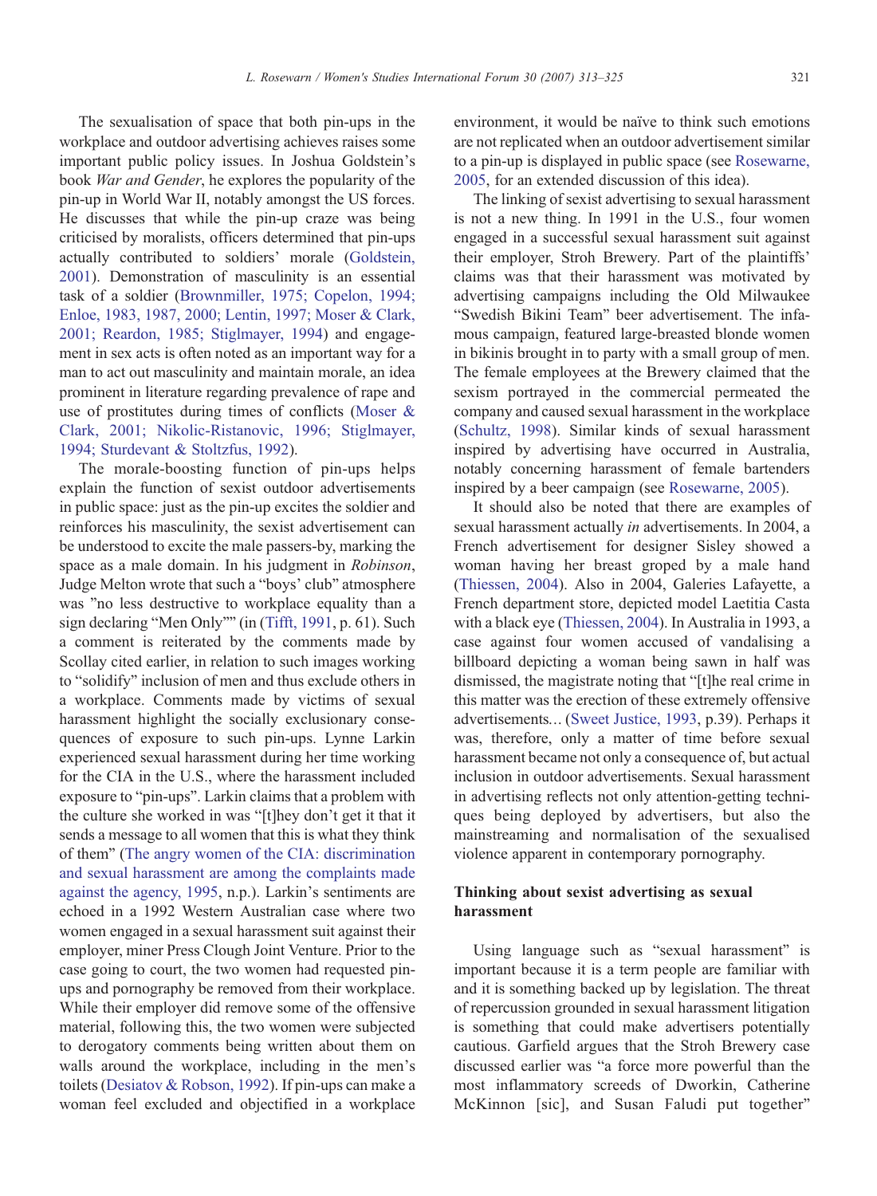The sexualisation of space that both pin-ups in the workplace and outdoor advertising achieves raises some important public policy issues. In Joshua Goldstein's book *War and Gender*, he explores the popularity of the pin-up in World War II, notably amongst the US forces. He discusses that while the pin-up craze was being criticised by moralists, officers determined that pin-ups actually contributed to soldiers' morale (Goldstein, 2001). Demonstration of masculinity is an essential task of a soldier (Brownmiller, 1975; Copelon, 1994; Enloe, 1983, 1987, 2000; Lentin, 1997; Moser & Clark, 2001; Reardon, 1985; Stiglmayer, 1994) and engagement in sex acts is often noted as an important way for a man to act out masculinity and maintain morale, an idea prominent in literature regarding prevalence of rape and use of prostitutes during times of conflicts (Moser & Clark, 2001; Nikolic-Ristanovic, 1996; Stiglmayer, 1994; Sturdevant & Stoltzfus, 1992).

The morale-boosting function of pin-ups helps explain the function of sexist outdoor advertisements in public space: just as the pin-up excites the soldier and reinforces his masculinity, the sexist advertisement can be understood to excite the male passers-by, marking the space as a male domain. In his judgment in *Robinson*, Judge Melton wrote that such a "boys' club" atmosphere was "no less destructive to workplace equality than a sign declaring "Men Only"" (in (Tifft, 1991, p. 61). Such a comment is reiterated by the comments made by Scollay cited earlier, in relation to such images working to "solidify" inclusion of men and thus exclude others in a workplace. Comments made by victims of sexual harassment highlight the socially exclusionary consequences of exposure to such pin-ups. Lynne Larkin experienced sexual harassment during her time working for the CIA in the U.S., where the harassment included exposure to "pin-ups". Larkin claims that a problem with the culture she worked in was "[t]hey don't get it that it sends a message to all women that this is what they think of them" (The angry women of the CIA: discrimination and sexual harassment are among the complaints made against the agency, 1995, n.p.). Larkin's sentiments are echoed in a 1992 Western Australian case where two women engaged in a sexual harassment suit against their employer, miner Press Clough Joint Venture. Prior to the case going to court, the two women had requested pin-ups and pornography be removed from their workplace. While their employer did remove some of the offensive material, following this, the two women were subjected to derogatory comments being written about them on walls around the workplace, including in the men's toilets (Desiatov & Robson, 1992). If pin-ups can make a woman feel excluded and objectified in a workplace environment, it would be naïve to think such emotions are not replicated when an outdoor advertisement similar to a pin-up is displayed in public space (see Rosewarne, 2005, for an extended discussion of this idea).

The linking of sexist advertising to sexual harassment is not a new thing. In 1991 in the U.S., four women engaged in a successful sexual harassment suit against their employer, Stroh Brewery. Part of the plaintiffs' claims was that their harassment was motivated by advertising campaigns including the Old Milwaukee "Swedish Bikini Team" beer advertisement. The infamous campaign, featured large-breasted blonde women in bikinis brought in to party with a small group of men. The female employees at the Brewery claimed that the sexism portrayed in the commercial permeated the company and caused sexual harassment in the workplace (Schultz, 1998). Similar kinds of sexual harassment inspired by advertising have occurred in Australia, notably concerning harassment of female bartenders inspired by a beer campaign (see Rosewarne, 2005).

It should also be noted that there are examples of sexual harassment actually *in* advertisements. In 2004, a French advertisement for designer Sisley showed a woman having her breast groped by a male hand (Thiessen, 2004). Also in 2004, Galeries Lafayette, a French department store, depicted model Laetitia Casta with a black eye (Thiessen, 2004). In Australia in 1993, a case against four women accused of vandalising a billboard depicting a woman being sawn in half was dismissed, the magistrate noting that "[t]he real crime in this matter was the erection of these extremely offensive advertisements… (Sweet Justice, 1993, p.39). Perhaps it was, therefore, only a matter of time before sexual harassment became not only a consequence of, but actual inclusion in outdoor advertisements. Sexual harassment in advertising reflects not only attention-getting techniques being deployed by advertisers, but also the mainstreaming and normalisation of the sexualised violence apparent in contemporary pornography.

## Thinking about sexist advertising as sexual harassment

Using language such as "sexual harassment" is important because it is a term people are familiar with and it is something backed up by legislation. The threat of repercussion grounded in sexual harassment litigation is something that could make advertisers potentially cautious. Garfield argues that the Stroh Brewery case discussed earlier was "a force more powerful than the most inflammatory screeds of Dworkin, Catherine McKinnon [sic], and Susan Faludi put together"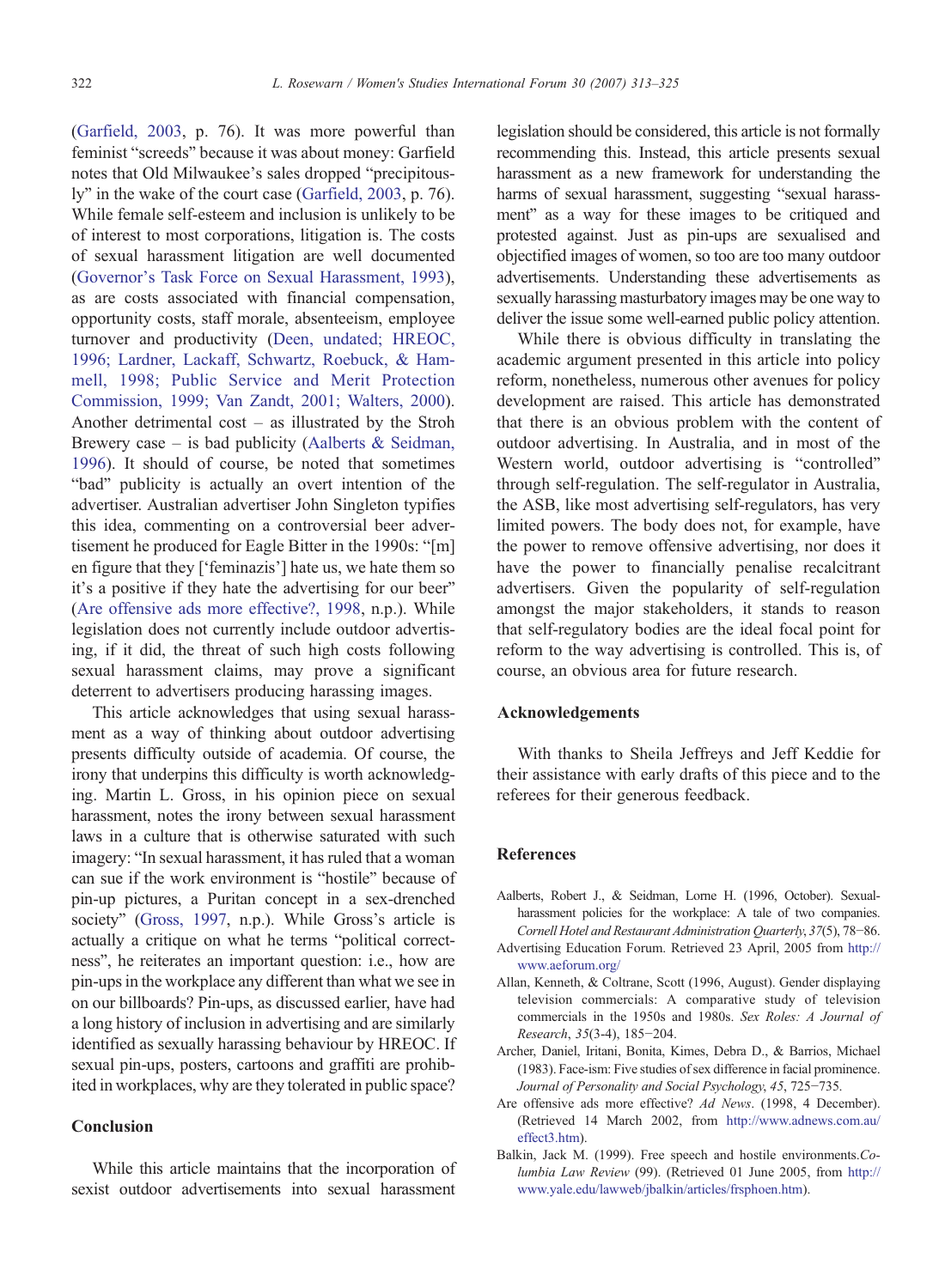(Garfield, 2003, p. 76). It was more powerful than feminist "screeds" because it was about money: Garfield notes that Old Milwaukee's sales dropped "precipitously" in the wake of the court case (Garfield, 2003, p. 76). While female self-esteem and inclusion is unlikely to be of interest to most corporations, litigation is. The costs of sexual harassment litigation are well documented (Governor's Task Force on Sexual Harassment, 1993), as are costs associated with financial compensation, opportunity costs, staff morale, absenteeism, employee turnover and productivity (Deen, undated; HREOC, 1996; Lardner, Lackaff, Schwartz, Roebuck, & Hammell, 1998; Public Service and Merit Protection Commission, 1999; Van Zandt, 2001; Walters, 2000). Another detrimental cost – as illustrated by the Stroh Brewery case – is bad publicity (Aalberts & Seidman, 1996). It should of course, be noted that sometimes "bad" publicity is actually an overt intention of the advertiser. Australian advertiser John Singleton typifies this idea, commenting on a controversial beer advertisement he produced for Eagle Bitter in the 1990s: "[m]en figure that they ['feminazis'] hate us, we hate them so it's a positive if they hate the advertising for our beer" (Are offensive ads more effective?, 1998, n.p.). While legislation does not currently include outdoor advertising, if it did, the threat of such high costs following sexual harassment claims, may prove a significant deterrent to advertisers producing harassing images.

This article acknowledges that using sexual harassment as a way of thinking about outdoor advertising presents difficulty outside of academia. Of course, the irony that underpins this difficulty is worth acknowledging. Martin L. Gross, in his opinion piece on sexual harassment, notes the irony between sexual harassment laws in a culture that is otherwise saturated with such imagery: "In sexual harassment, it has ruled that a woman can sue if the work environment is "hostile" because of pin-up pictures, a Puritan concept in a sex-drenched society" (Gross, 1997, n.p.). While Gross's article is actually a critique on what he terms "political correctness", he reiterates an important question: i.e., how are pin-ups in the workplace any different than what we see in on our billboards? Pin-ups, as discussed earlier, have had a long history of inclusion in advertising and are similarly identified as sexually harassing behaviour by HREOC. If sexual pin-ups, posters, cartoons and graffiti are prohibited in workplaces, why are they tolerated in public space?

## Conclusion

While this article maintains that the incorporation of sexist outdoor advertisements into sexual harassment legislation should be considered, this article is not formally recommending this. Instead, this article presents sexual harassment as a new framework for understanding the harms of sexual harassment, suggesting "sexual harassment" as a way for these images to be critiqued and protested against. Just as pin-ups are sexualised and objectified images of women, so too are too many outdoor advertisements. Understanding these advertisements as sexually harassing masturbatory images may be one way to deliver the issue some well-earned public policy attention.

While there is obvious difficulty in translating the academic argument presented in this article into policy reform, nonetheless, numerous other avenues for policy development are raised. This article has demonstrated that there is an obvious problem with the content of outdoor advertising. In Australia, and in most of the Western world, outdoor advertising is "controlled" through self-regulation. The self-regulator in Australia, the ASB, like most advertising self-regulators, has very limited powers. The body does not, for example, have the power to remove offensive advertising, nor does it have the power to financially penalise recalcitrant advertisers. Given the popularity of self-regulation amongst the major stakeholders, it stands to reason that self-regulatory bodies are the ideal focal point for reform to the way advertising is controlled. This is, of course, an obvious area for future research.

## Acknowledgements

With thanks to Sheila Jeffreys and Jeff Keddie for their assistance with early drafts of this piece and to the referees for their generous feedback.

## References

Aalberts, Robert J., & Seidman, Lorne H. (1996, October). Sexual-harassment policies for the workplace: A tale of two companies. *Cornell Hotel and Restaurant Administration Quarterly*, *37*(5), 78−86.

Advertising Education Forum. Retrieved 23 April, 2005 from http://www.aeforum.org/

Allan, Kenneth, & Coltrane, Scott (1996, August). Gender displaying television commercials: A comparative study of television commercials in the 1950s and 1980s. *Sex Roles: A Journal of Research*, *35*(3-4), 185−204.

Archer, Daniel, Iritani, Bonita, Kimes, Debra D., & Barrios, Michael (1983). Face-ism: Five studies of sex difference in facial prominence. *Journal of Personality and Social Psychology*, *45*, 725−735.

Are offensive ads more effective? *Ad News*. (1998, 4 December). (Retrieved 14 March 2002, from http://www.adnews.com.au/effect3.htm).

Balkin, Jack M. (1999). Free speech and hostile environments. *Columbia Law Review* (99). (Retrieved 01 June 2005, from http://www.yale.edu/lawweb/jbalkin/articles/frsphoen.htm).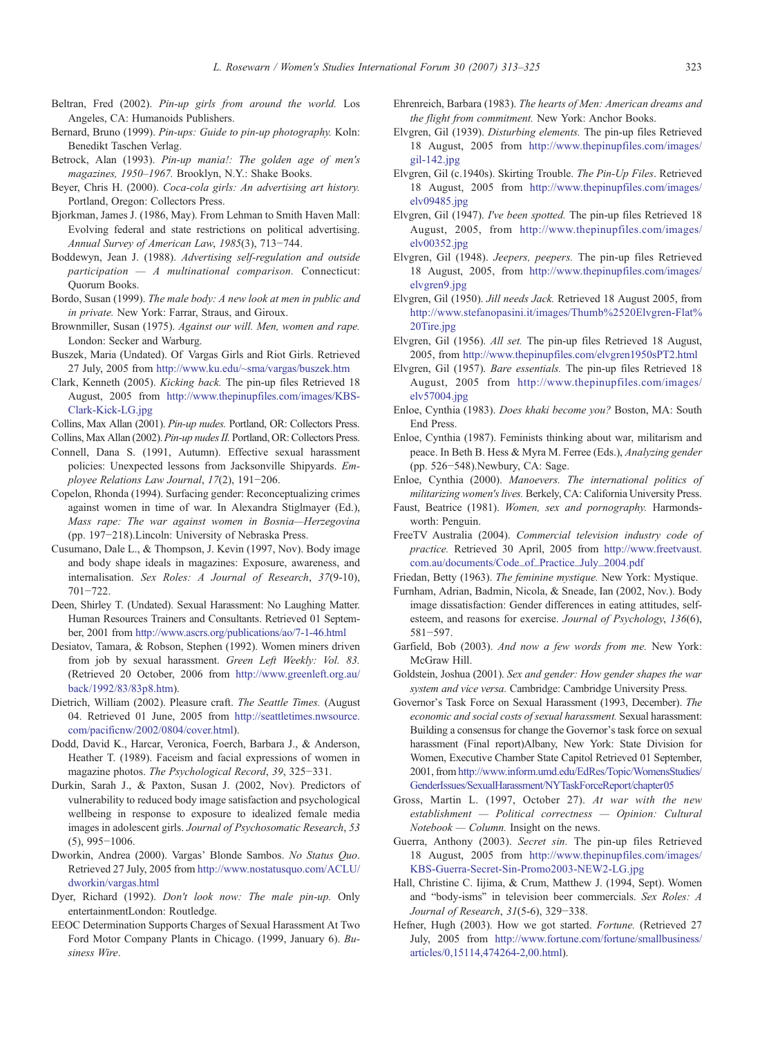Beltran, Fred (2002). *Pin-up girls from around the world.* Los Angeles, CA: Humanoids Publishers.

Bernard, Bruno (1999). *Pin-ups: Guide to pin-up photography.* Koln: Benedikt Taschen Verlag.

Betrock, Alan (1993). *Pin-up mania!: The golden age of men's magazines, 1950–1967.* Brooklyn, N.Y.: Shake Books.

Beyer, Chris H. (2000). *Coca-cola girls: An advertising art history.* Portland, Oregon: Collectors Press.

Bjorkman, James J. (1986, May). From Lehman to Smith Haven Mall: Evolving federal and state restrictions on political advertising. *Annual Survey of American Law*, *1985*(3), 713−744.

Boddewyn, Jean J. (1988). *Advertising self-regulation and outside participation — A multinational comparison.* Connecticut: Quorum Books.

Bordo, Susan (1999). *The male body: A new look at men in public and in private.* New York: Farrar, Straus, and Giroux.

Brownmiller, Susan (1975). *Against our will. Men, women and rape.* London: Secker and Warburg.

Buszek, Maria (Undated). Of Vargas Girls and Riot Girls. Retrieved 27 July, 2005 from http://www.ku.edu/~sma/vargas/buszek.htm

Clark, Kenneth (2005). *Kicking back.* The pin-up files Retrieved 18 August, 2005 from http://www.thepinupfiles.com/images/KBS-Clark-Kick-LG.jpg

Collins, Max Allan (2001). *Pin-up nudes.* Portland, OR: Collectors Press.

Collins, Max Allan (2002). *Pin-up nudes II.* Portland, OR: Collectors Press.

Connell, Dana S. (1991, Autumn). Effective sexual harassment policies: Unexpected lessons from Jacksonville Shipyards. *Employee Relations Law Journal*, *17*(2), 191−206.

Copelon, Rhonda (1994). Surfacing gender: Reconceptualizing crimes against women in time of war. In Alexandra Stiglmayer (Ed.), *Mass rape: The war against women in Bosnia—Herzegovina* (pp. 197−218).Lincoln: University of Nebraska Press.

Cusumano, Dale L., & Thompson, J. Kevin (1997, Nov). Body image and body shape ideals in magazines: Exposure, awareness, and internalisation. *Sex Roles: A Journal of Research*, *37*(9-10), 701−722.

Deen, Shirley T. (Undated). Sexual Harassment: No Laughing Matter. Human Resources Trainers and Consultants. Retrieved 01 September, 2001 from http://www.ascrs.org/publications/ao/7-1-46.html

Desiatov, Tamara, & Robson, Stephen (1992). Women miners driven from job by sexual harassment. *Green Left Weekly: Vol. 83.* (Retrieved 20 October, 2006 from http://www.greenleft.org.au/back/1992/83/83p8.htm).

Dietrich, William (2002). Pleasure craft. *The Seattle Times.* (August 04. Retrieved 01 June, 2005 from http://seattletimes.nwsource.com/pacificnw/2002/0804/cover.html).

Dodd, David K., Harcar, Veronica, Foerch, Barbara J., & Anderson, Heather T. (1989). Faceism and facial expressions of women in magazine photos. *The Psychological Record*, *39*, 325−331.

Durkin, Sarah J., & Paxton, Susan J. (2002, Nov). Predictors of vulnerability to reduced body image satisfaction and psychological wellbeing in response to exposure to idealized female media images in adolescent girls. *Journal of Psychosomatic Research*, *53* (5), 995−1006.

Dworkin, Andrea (2000). Vargas' Blonde Sambos. *No Status Quo*. Retrieved 27 July, 2005 from http://www.nostatusquo.com/ACLU/dworkin/vargas.html

Dyer, Richard (1992). *Don't look now: The male pin-up.* Only entertainmentLondon: Routledge.

EEOC Determination Supports Charges of Sexual Harassment At Two Ford Motor Company Plants in Chicago. (1999, January 6). *Business Wire*.

Ehrenreich, Barbara (1983). *The hearts of Men: American dreams and the flight from commitment.* New York: Anchor Books.

Elvgren, Gil (1939). *Disturbing elements.* The pin-up files Retrieved 18 August, 2005 from http://www.thepinupfiles.com/images/gil-142.jpg

Elvgren, Gil (c.1940s). Skirting Trouble. *The Pin-Up Files*. Retrieved 18 August, 2005 from http://www.thepinupfiles.com/images/elv09485.jpg

Elvgren, Gil (1947). *I've been spotted.* The pin-up files Retrieved 18 August, 2005, from http://www.thepinupfiles.com/images/elv00352.jpg

Elvgren, Gil (1948). *Jeepers, peepers.* The pin-up files Retrieved 18 August, 2005, from http://www.thepinupfiles.com/images/elvgren9.jpg

Elvgren, Gil (1950). *Jill needs Jack.* Retrieved 18 August 2005, from http://www.stefanopasini.it/images/Thumb%2520Elvgren-Flat%20Tire.jpg

Elvgren, Gil (1956). *All set.* The pin-up files Retrieved 18 August, 2005, from http://www.thepinupfiles.com/elvgren1950sPT2.html

Elvgren, Gil (1957). *Bare essentials.* The pin-up files Retrieved 18 August, 2005 from http://www.thepinupfiles.com/images/elv57004.jpg

Enloe, Cynthia (1983). *Does khaki become you?* Boston, MA: South End Press.

Enloe, Cynthia (1987). Feminists thinking about war, militarism and peace. In Beth B. Hess & Myra M. Ferree (Eds.), *Analyzing gender* (pp. 526−548).Newbury, CA: Sage.

Enloe, Cynthia (2000). *Manoevers. The international politics of militarizing women's lives.* Berkely, CA: California University Press.

Faust, Beatrice (1981). *Women, sex and pornography.* Harmondsworth: Penguin.

FreeTV Australia (2004). *Commercial television industry code of practice.* Retrieved 30 April, 2005 from http://www.freetvaust.com.au/documents/Code_of_Practice_July_2004.pdf

Friedan, Betty (1963). *The feminine mystique.* New York: Mystique.

Furnham, Adrian, Badmin, Nicola, & Sneade, Ian (2002, Nov.). Body image dissatisfaction: Gender differences in eating attitudes, self-esteem, and reasons for exercise. *Journal of Psychology*, *136*(6), 581−597.

Garfield, Bob (2003). *And now a few words from me.* New York: McGraw Hill.

Goldstein, Joshua (2001). *Sex and gender: How gender shapes the war system and vice versa.* Cambridge: Cambridge University Press.

Governor's Task Force on Sexual Harassment (1993, December). *The economic and social costs of sexual harassment.* Sexual harassment: Building a consensus for change the Governor's task force on sexual harassment (Final report)Albany, New York: State Division for Women, Executive Chamber State Capitol Retrieved 01 September, 2001, from http://www.inform.umd.edu/EdRes/Topic/WomensStudies/GenderIssues/SexualHarassment/NYTaskForceReport/chapter05

Gross, Martin L. (1997, October 27). *At war with the new establishment — Political correctness — Opinion: Cultural Notebook — Column.* Insight on the news.

Guerra, Anthony (2003). *Secret sin.* The pin-up files Retrieved 18 August, 2005 from http://www.thepinupfiles.com/images/KBS-Guerra-Secret-Sin-Promo2003-NEW2-LG.jpg

Hall, Christine C. Iijima, & Crum, Matthew J. (1994, Sept). Women and "body-isms" in television beer commercials. *Sex Roles: A Journal of Research*, *31*(5-6), 329−338.

Hefner, Hugh (2003). How we got started. *Fortune.* (Retrieved 27 July, 2005 from http://www.fortune.com/fortune/smallbusiness/articles/0,15114,474264-2,00.html).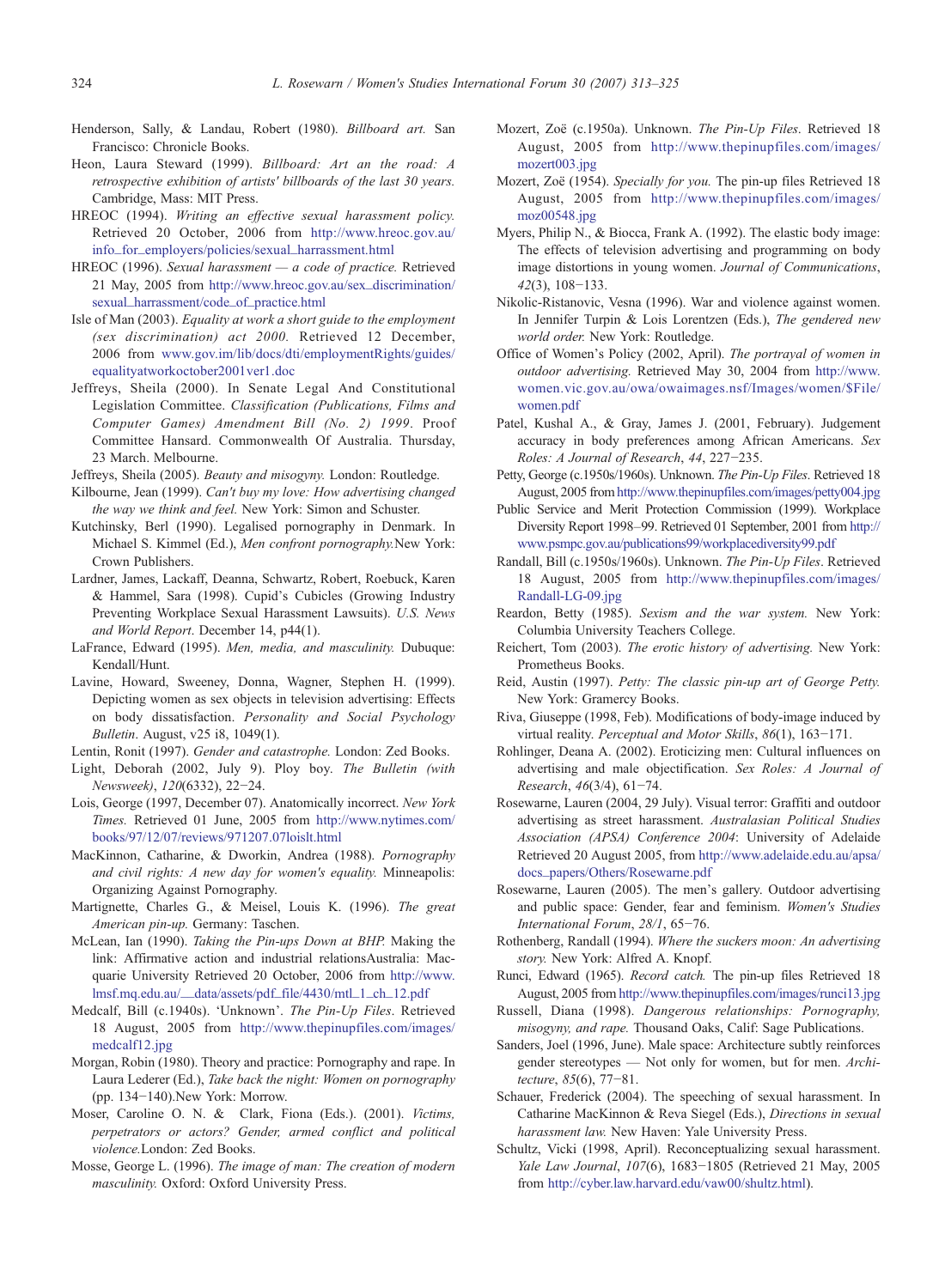Henderson, Sally, & Landau, Robert (1980). *Billboard art.* San Francisco: Chronicle Books.

Heon, Laura Steward (1999). *Billboard: Art an the road: A retrospective exhibition of artists' billboards of the last 30 years.* Cambridge, Mass: MIT Press.

HREOC (1994). *Writing an effective sexual harassment policy.* Retrieved 20 October, 2006 from http://www.hreoc.gov.au/info_for_employers/policies/sexual_harrassment.html

HREOC (1996). *Sexual harassment — a code of practice.* Retrieved 21 May, 2005 from http://www.hreoc.gov.au/sex_discrimination/sexual_harrassment/code_of_practice.html

Isle of Man (2003). *Equality at work a short guide to the employment (sex discrimination) act 2000.* Retrieved 12 December, 2006 from www.gov.im/lib/docs/dti/employmentRights/guides/equalityatworkoctober2001ver1.doc

Jeffreys, Sheila (2000). In Senate Legal And Constitutional Legislation Committee. *Classification (Publications, Films and Computer Games) Amendment Bill (No. 2) 1999*. Proof Committee Hansard. Commonwealth Of Australia. Thursday, 23 March. Melbourne.

Jeffreys, Sheila (2005). *Beauty and misogyny.* London: Routledge.

Kilbourne, Jean (1999). *Can't buy my love: How advertising changed the way we think and feel.* New York: Simon and Schuster.

Kutchinsky, Berl (1990). Legalised pornography in Denmark. In Michael S. Kimmel (Ed.), *Men confront pornography.*New York: Crown Publishers.

Lardner, James, Lackaff, Deanna, Schwartz, Robert, Roebuck, Karen & Hammel, Sara (1998). Cupid's Cubicles (Growing Industry Preventing Workplace Sexual Harassment Lawsuits). *U.S. News and World Report*. December 14, p44(1).

LaFrance, Edward (1995). *Men, media, and masculinity.* Dubuque: Kendall/Hunt.

Lavine, Howard, Sweeney, Donna, Wagner, Stephen H. (1999). Depicting women as sex objects in television advertising: Effects on body dissatisfaction. *Personality and Social Psychology Bulletin*. August, v25 i8, 1049(1).

Lentin, Ronit (1997). *Gender and catastrophe.* London: Zed Books.

Light, Deborah (2002, July 9). Ploy boy. *The Bulletin (with Newsweek)*, *120*(6332), 22−24.

Lois, George (1997, December 07). Anatomically incorrect. *New York Times.* Retrieved 01 June, 2005 from http://www.nytimes.com/books/97/12/07/reviews/971207.07loislt.html

MacKinnon, Catharine, & Dworkin, Andrea (1988). *Pornography and civil rights: A new day for women's equality.* Minneapolis: Organizing Against Pornography.

Martignette, Charles G., & Meisel, Louis K. (1996). *The great American pin-up.* Germany: Taschen.

McLean, Ian (1990). *Taking the Pin-ups Down at BHP.* Making the link: Affirmative action and industrial relationsAustralia: Macquarie University Retrieved 20 October, 2006 from http://www.lmsf.mq.edu.au/__data/assets/pdf_file/4430/mtl_1_ch_12.pdf

Medcalf, Bill (c.1940s). 'Unknown'. *The Pin-Up Files*. Retrieved 18 August, 2005 from http://www.thepinupfiles.com/images/medcalf12.jpg

Morgan, Robin (1980). Theory and practice: Pornography and rape. In Laura Lederer (Ed.), *Take back the night: Women on pornography* (pp. 134−140).New York: Morrow.

Moser, Caroline O. N. & Clark, Fiona (Eds.). (2001). *Victims, perpetrators or actors? Gender, armed conflict and political violence.*London: Zed Books.

Mosse, George L. (1996). *The image of man: The creation of modern masculinity.* Oxford: Oxford University Press.

Mozert, Zoë (c.1950a). Unknown. *The Pin-Up Files*. Retrieved 18 August, 2005 from http://www.thepinupfiles.com/images/mozert003.jpg

Mozert, Zoë (1954). *Specially for you.* The pin-up files Retrieved 18 August, 2005 from http://www.thepinupfiles.com/images/moz00548.jpg

Myers, Philip N., & Biocca, Frank A. (1992). The elastic body image: The effects of television advertising and programming on body image distortions in young women. *Journal of Communications*, *42*(3), 108−133.

Nikolic-Ristanovic, Vesna (1996). War and violence against women. In Jennifer Turpin & Lois Lorentzen (Eds.), *The gendered new world order.* New York: Routledge.

Office of Women's Policy (2002, April). *The portrayal of women in outdoor advertising.* Retrieved May 30, 2004 from http://www.women.vic.gov.au/owa/owaimages.nsf/Images/women/$File/women.pdf

Patel, Kushal A., & Gray, James J. (2001, February). Judgement accuracy in body preferences among African Americans. *Sex Roles: A Journal of Research*, *44*, 227−235.

Petty, George (c.1950s/1960s). Unknown. *The Pin-Up Files*. Retrieved 18 August, 2005 from http://www.thepinupfiles.com/images/petty004.jpg

Public Service and Merit Protection Commission (1999). Workplace Diversity Report 1998–99. Retrieved 01 September, 2001 from http://www.psmpc.gov.au/publications99/workplacediversity99.pdf

Randall, Bill (c.1950s/1960s). Unknown. *The Pin-Up Files*. Retrieved 18 August, 2005 from http://www.thepinupfiles.com/images/Randall-LG-09.jpg

Reardon, Betty (1985). *Sexism and the war system.* New York: Columbia University Teachers College.

Reichert, Tom (2003). *The erotic history of advertising.* New York: Prometheus Books.

Reid, Austin (1997). *Petty: The classic pin-up art of George Petty.* New York: Gramercy Books.

Riva, Giuseppe (1998, Feb). Modifications of body-image induced by virtual reality. *Perceptual and Motor Skills*, *86*(1), 163−171.

Rohlinger, Deana A. (2002). Eroticizing men: Cultural influences on advertising and male objectification. *Sex Roles: A Journal of Research*, *46*(3/4), 61−74.

Rosewarne, Lauren (2004, 29 July). Visual terror: Graffiti and outdoor advertising as street harassment. *Australasian Political Studies Association (APSA) Conference 2004*: University of Adelaide Retrieved 20 August 2005, from http://www.adelaide.edu.au/apsa/docs_papers/Others/Rosewarne.pdf

Rosewarne, Lauren (2005). The men's gallery. Outdoor advertising and public space: Gender, fear and feminism. *Women's Studies International Forum*, *28/1*, 65−76.

Rothenberg, Randall (1994). *Where the suckers moon: An advertising story.* New York: Alfred A. Knopf.

Runci, Edward (1965). *Record catch.* The pin-up files Retrieved 18 August, 2005 from http://www.thepinupfiles.com/images/runci13.jpg

Russell, Diana (1998). *Dangerous relationships: Pornography, misogyny, and rape.* Thousand Oaks, Calif: Sage Publications.

Sanders, Joel (1996, June). Male space: Architecture subtly reinforces gender stereotypes — Not only for women, but for men. *Architecture*, *85*(6), 77−81.

Schauer, Frederick (2004). The speeching of sexual harassment. In Catharine MacKinnon & Reva Siegel (Eds.), *Directions in sexual harassment law.* New Haven: Yale University Press.

Schultz, Vicki (1998, April). Reconceptualizing sexual harassment. *Yale Law Journal*, *107*(6), 1683−1805 (Retrieved 21 May, 2005 from http://cyber.law.harvard.edu/vaw00/shultz.html).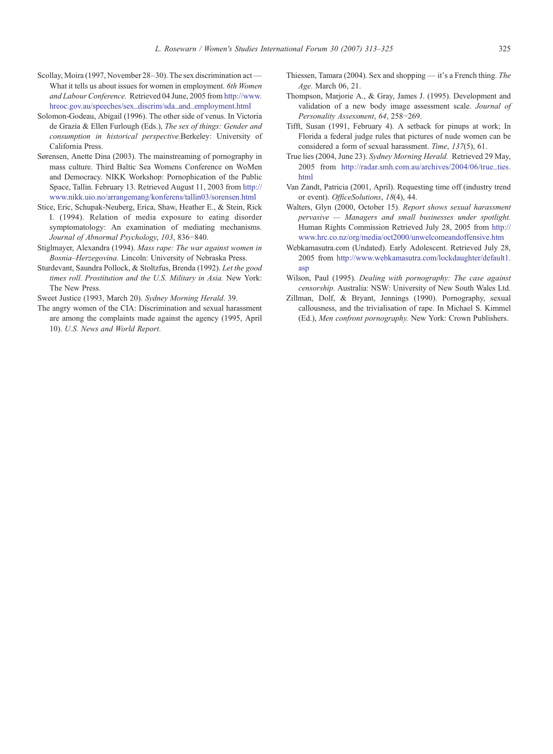Scollay, Moira (1997, November 28–30). The sex discrimination act — What it tells us about issues for women in employment. *6th Women and Labour Conference.* Retrieved 04 June, 2005 from http://www.hreoc.gov.au/speeches/sex_discrim/sda_and_employment.html

Solomon-Godeau, Abigail (1996). The other side of venus. In Victoria de Grazia & Ellen Furlough (Eds.), *The sex of things: Gender and consumption in historical perspective.* Berkeley: University of California Press.

Sørensen, Anette Dina (2003). The mainstreaming of pornography in mass culture. Third Baltic Sea Womens Conference on WoMen and Democracy. NIKK Workshop: Pornophication of the Public Space, Tallin. February 13. Retrieved August 11, 2003 from http://www.nikk.uio.no/arrangemang/konferens/tallin03/sorensen.html

Stice, Eric, Schupak-Neuberg, Erica, Shaw, Heather E., & Stein, Rick I. (1994). Relation of media exposure to eating disorder symptomatology: An examination of mediating mechanisms. *Journal of Abnormal Psychology*, *103*, 836−840.

Stiglmayer, Alexandra (1994). *Mass rape: The war against women in Bosnia–Herzegovina.* Lincoln: University of Nebraska Press.

Sturdevant, Saundra Pollock, & Stoltzfus, Brenda (1992). *Let the good times roll. Prostitution and the U.S. Military in Asia.* New York: The New Press.

Sweet Justice (1993, March 20). *Sydney Morning Herald*. 39.

The angry women of the CIA: Discrimination and sexual harassment are among the complaints made against the agency (1995, April 10). *U.S. News and World Report*.

Thiessen, Tamara (2004). Sex and shopping — it's a French thing. *The Age*. March 06, 21.

Thompson, Marjorie A., & Gray, James J. (1995). Development and validation of a new body image assessment scale. *Journal of Personality Assessment*, *64*, 258−269.

Tifft, Susan (1991, February 4). A setback for pinups at work; In Florida a federal judge rules that pictures of nude women can be considered a form of sexual harassment. *Time*, *137*(5), 61.

True lies (2004, June 23). *Sydney Morning Herald.* Retrieved 29 May, 2005 from http://radar.smh.com.au/archives/2004/06/true_ties.html

Van Zandt, Patricia (2001, April). Requesting time off (industry trend or event). *OfficeSolutions*, *18*(4), 44.

Walters, Glyn (2000, October 15). *Report shows sexual harassment pervasive — Managers and small businesses under spotlight.* Human Rights Commission Retrieved July 28, 2005 from http://www.hrc.co.nz/org/media/oct2000/unwelcomeandoffensive.htm

Webkamasutra.com (Undated). Early Adolescent. Retrieved July 28, 2005 from http://www.webkamasutra.com/lockdaughter/default1.asp

Wilson, Paul (1995). *Dealing with pornography: The case against censorship.* Australia: NSW: University of New South Wales Ltd.

Zillman, Dolf, & Bryant, Jennings (1990). Pornography, sexual callousness, and the trivialisation of rape. In Michael S. Kimmel (Ed.), *Men confront pornography.* New York: Crown Publishers.